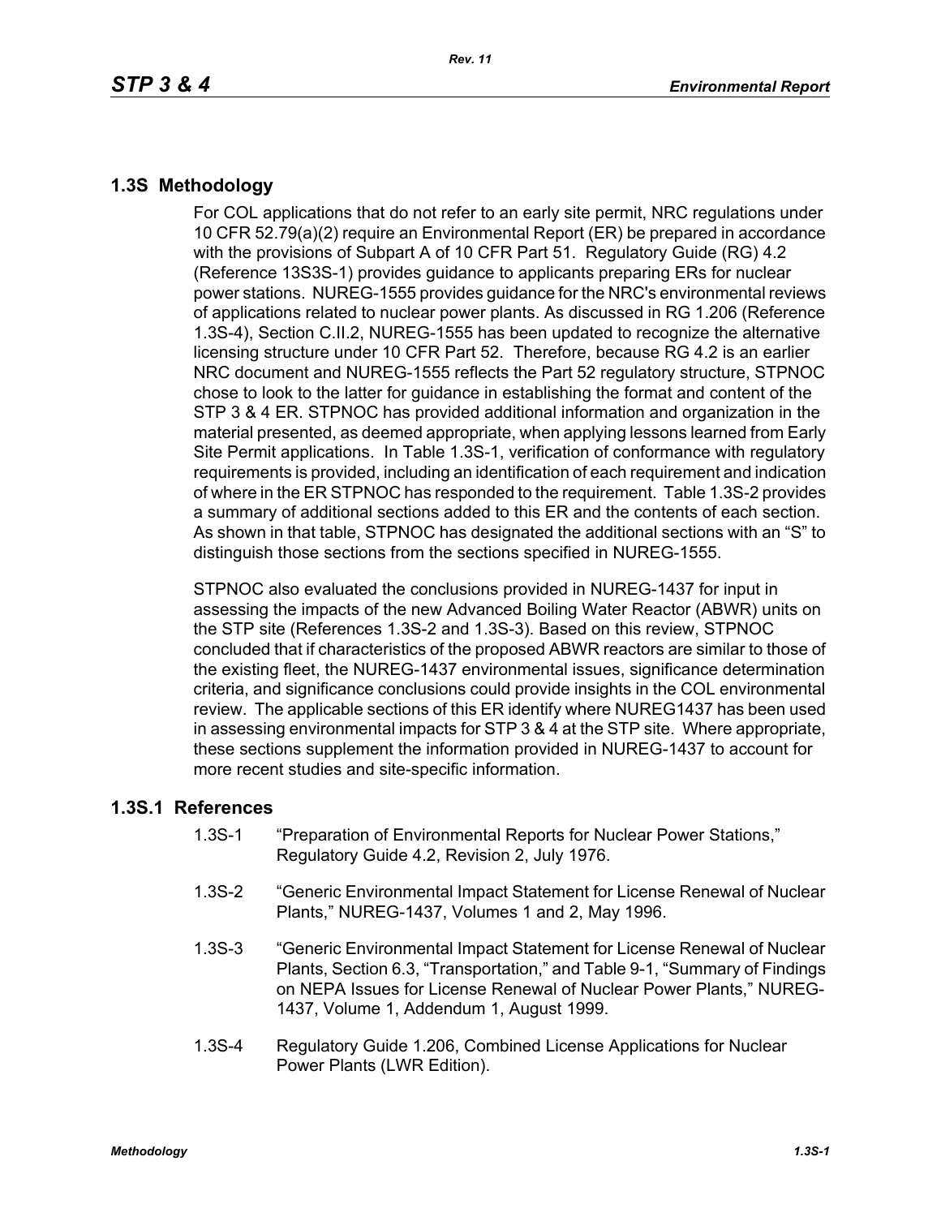## 1.3S Methodology

For COL applications that do not refer to an early site permit, NRC regulations under 10 CFR 52.79(a)(2) require an Environmental Report (ER) be prepared in accordance with the provisions of Subpart A of 10 CFR Part 51. Regulatory Guide (RG) 4.2 (Reference 13S3S-1) provides guidance to applicants preparing ERs for nuclear power stations. NUREG-1555 provides guidance for the NRC's environmental reviews of applications related to nuclear power plants. As discussed in RG 1.206 (Reference 1.3S-4), Section C.II.2, NUREG-1555 has been updated to recognize the alternative licensing structure under 10 CFR Part 52. Therefore, because RG 4.2 is an earlier NRC document and NUREG-1555 reflects the Part 52 regulatory structure, STPNOC chose to look to the latter for guidance in establishing the format and content of the STP 3 & 4 ER. STPNOC has provided additional information and organization in the material presented, as deemed appropriate, when applying lessons learned from Early Site Permit applications. In Table 1.3S-1, verification of conformance with regulatory requirements is provided, including an identification of each requirement and indication of where in the ER STPNOC has responded to the requirement. Table 1.3S-2 provides a summary of additional sections added to this ER and the contents of each section. As shown in that table, STPNOC has designated the additional sections with an "S" to distinguish those sections from the sections specified in NUREG-1555.

STPNOC also evaluated the conclusions provided in NUREG-1437 for input in assessing the impacts of the new Advanced Boiling Water Reactor (ABWR) units on the STP site (References 1.3S-2 and 1.3S-3). Based on this review, STPNOC concluded that if characteristics of the proposed ABWR reactors are similar to those of the existing fleet, the NUREG-1437 environmental issues, significance determination criteria, and significance conclusions could provide insights in the COL environmental review. The applicable sections of this ER identify where NUREG1437 has been used in assessing environmental impacts for STP 3 & 4 at the STP site. Where appropriate, these sections supplement the information provided in NUREG-1437 to account for more recent studies and site-specific information.

### 1.3S.1 References

1.3S-1 "Preparation of Environmental Reports for Nuclear Power Stations," Regulatory Guide 4.2, Revision 2, July 1976.

1.3S-2 "Generic Environmental Impact Statement for License Renewal of Nuclear Plants," NUREG-1437, Volumes 1 and 2, May 1996.

1.3S-3 "Generic Environmental Impact Statement for License Renewal of Nuclear Plants, Section 6.3, "Transportation," and Table 9-1, "Summary of Findings on NEPA Issues for License Renewal of Nuclear Power Plants," NUREG-1437, Volume 1, Addendum 1, August 1999.

1.3S-4 Regulatory Guide 1.206, Combined License Applications for Nuclear Power Plants (LWR Edition).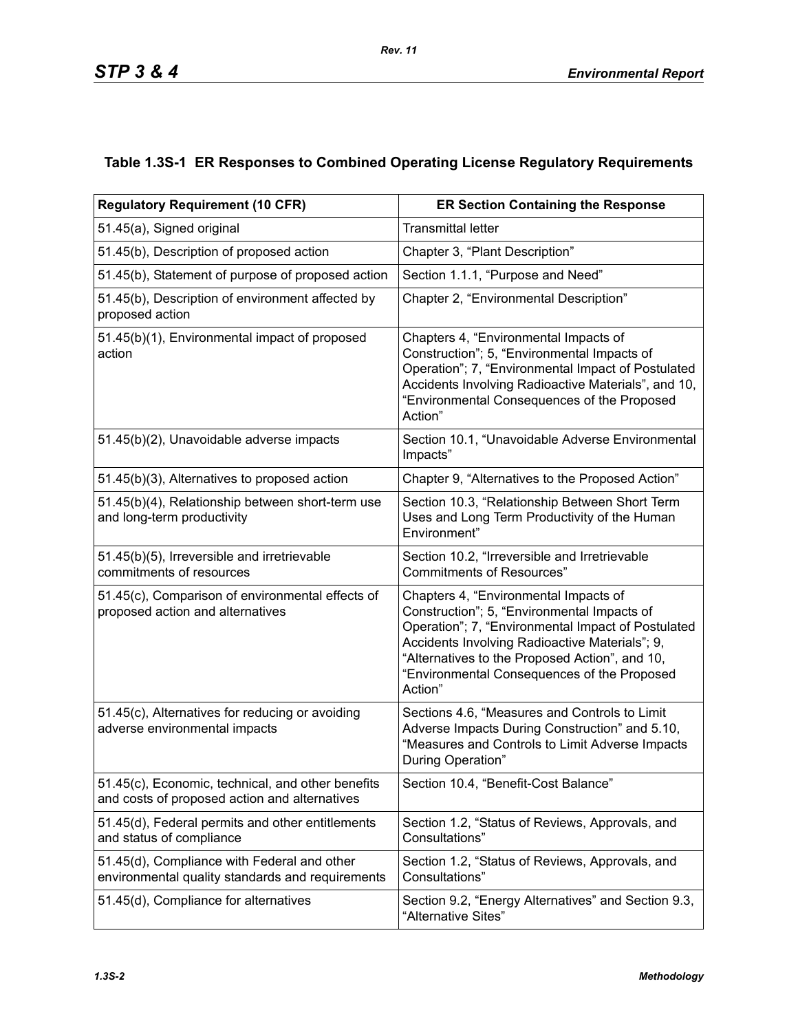### Table 1.3S-1 ER Responses to Combined Operating License Regulatory Requirements

| Regulatory Requirement (10 CFR) | ER Section Containing the Response |
|---|---|
| 51.45(a), Signed original | Transmittal letter |
| 51.45(b), Description of proposed action | Chapter 3, “Plant Description” |
| 51.45(b), Statement of purpose of proposed action | Section 1.1.1, “Purpose and Need” |
| 51.45(b), Description of environment affected by proposed action | Chapter 2, “Environmental Description” |
| 51.45(b)(1), Environmental impact of proposed action | Chapters 4, “Environmental Impacts of Construction”; 5, “Environmental Impacts of Operation”; 7, “Environmental Impact of Postulated Accidents Involving Radioactive Materials”, and 10, “Environmental Consequences of the Proposed Action” |
| 51.45(b)(2), Unavoidable adverse impacts | Section 10.1, “Unavoidable Adverse Environmental Impacts” |
| 51.45(b)(3), Alternatives to proposed action | Chapter 9, “Alternatives to the Proposed Action” |
| 51.45(b)(4), Relationship between short-term use and long-term productivity | Section 10.3, “Relationship Between Short Term Uses and Long Term Productivity of the Human Environment” |
| 51.45(b)(5), Irreversible and irretrievable commitments of resources | Section 10.2, “Irreversible and Irretrievable Commitments of Resources” |
| 51.45(c), Comparison of environmental effects of proposed action and alternatives | Chapters 4, “Environmental Impacts of Construction”; 5, “Environmental Impacts of Operation”; 7, “Environmental Impact of Postulated Accidents Involving Radioactive Materials”; 9, “Alternatives to the Proposed Action”, and 10, “Environmental Consequences of the Proposed Action” |
| 51.45(c), Alternatives for reducing or avoiding adverse environmental impacts | Sections 4.6, “Measures and Controls to Limit Adverse Impacts During Construction” and 5.10, “Measures and Controls to Limit Adverse Impacts During Operation” |
| 51.45(c), Economic, technical, and other benefits and costs of proposed action and alternatives | Section 10.4, “Benefit-Cost Balance” |
| 51.45(d), Federal permits and other entitlements and status of compliance | Section 1.2, “Status of Reviews, Approvals, and Consultations” |
| 51.45(d), Compliance with Federal and other environmental quality standards and requirements | Section 1.2, “Status of Reviews, Approvals, and Consultations” |
| 51.45(d), Compliance for alternatives | Section 9.2, “Energy Alternatives” and Section 9.3, “Alternative Sites” |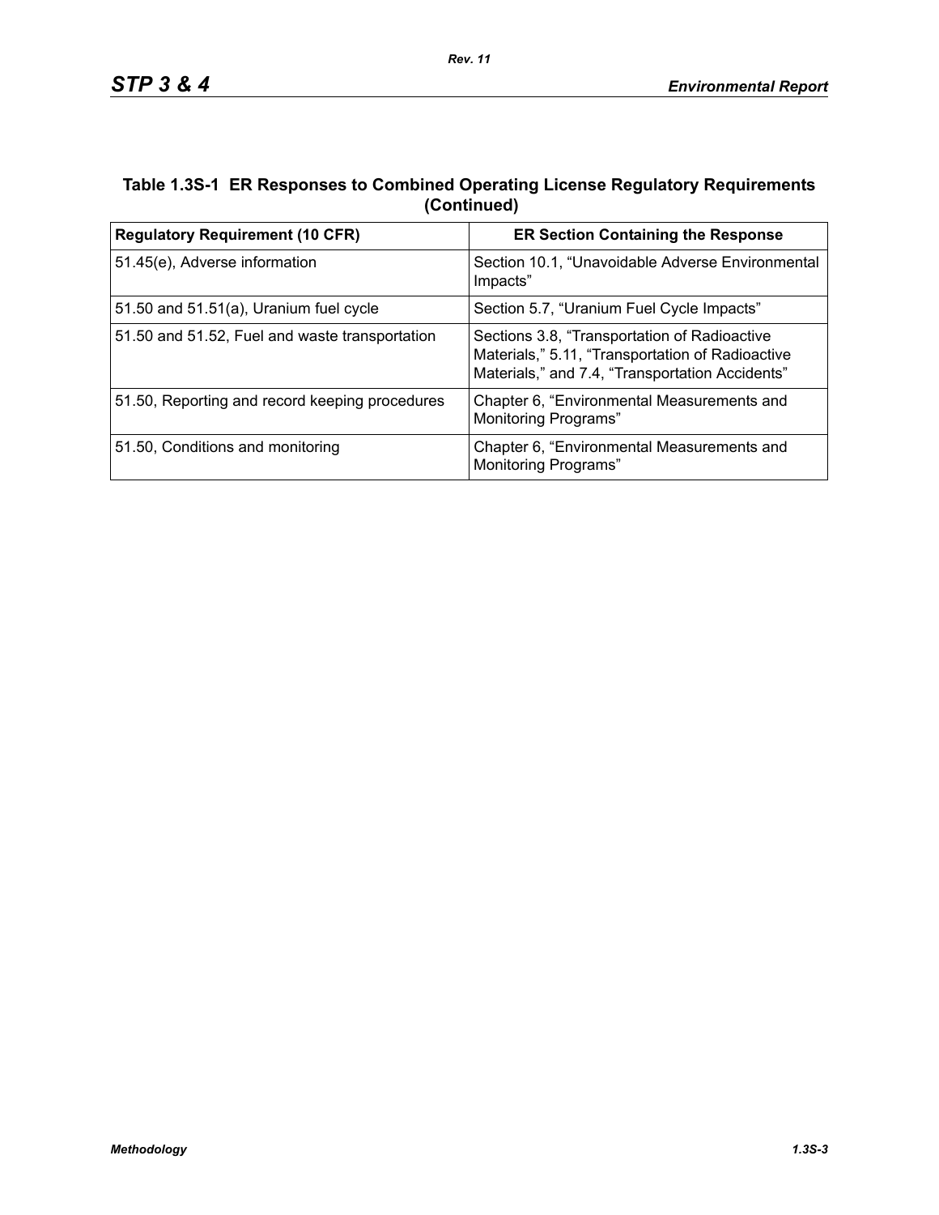### Table 1.3S-1 ER Responses to Combined Operating License Regulatory Requirements (Continued)

| Regulatory Requirement (10 CFR) | ER Section Containing the Response |
|---|---|
| 51.45(e), Adverse information | Section 10.1, “Unavoidable Adverse Environmental Impacts” |
| 51.50 and 51.51(a), Uranium fuel cycle | Section 5.7, “Uranium Fuel Cycle Impacts” |
| 51.50 and 51.52, Fuel and waste transportation | Sections 3.8, “Transportation of Radioactive Materials,” 5.11, “Transportation of Radioactive Materials,” and 7.4, “Transportation Accidents” |
| 51.50, Reporting and record keeping procedures | Chapter 6, “Environmental Measurements and Monitoring Programs” |
| 51.50, Conditions and monitoring | Chapter 6, “Environmental Measurements and Monitoring Programs” |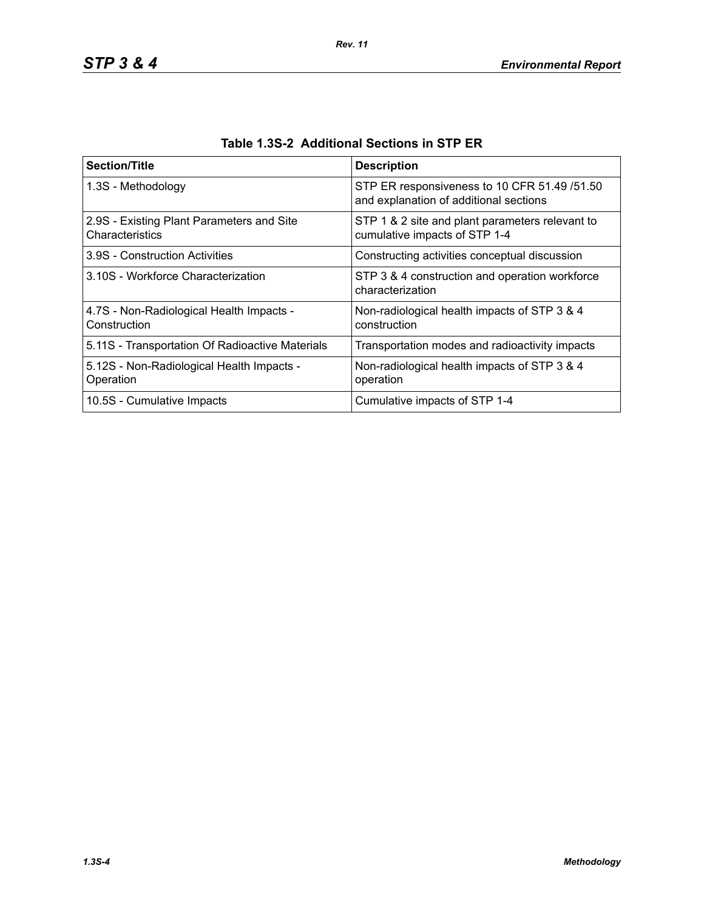**Table 1.3S-2 Additional Sections in STP ER**

| Section/Title | Description |
|---|---|
| 1.3S - Methodology | STP ER responsiveness to 10 CFR 51.49 /51.50 and explanation of additional sections |
| 2.9S - Existing Plant Parameters and Site Characteristics | STP 1 & 2 site and plant parameters relevant to cumulative impacts of STP 1-4 |
| 3.9S - Construction Activities | Constructing activities conceptual discussion |
| 3.10S - Workforce Characterization | STP 3 & 4 construction and operation workforce characterization |
| 4.7S - Non-Radiological Health Impacts - Construction | Non-radiological health impacts of STP 3 & 4 construction |
| 5.11S - Transportation Of Radioactive Materials | Transportation modes and radioactivity impacts |
| 5.12S - Non-Radiological Health Impacts - Operation | Non-radiological health impacts of STP 3 & 4 operation |
| 10.5S - Cumulative Impacts | Cumulative impacts of STP 1-4 |